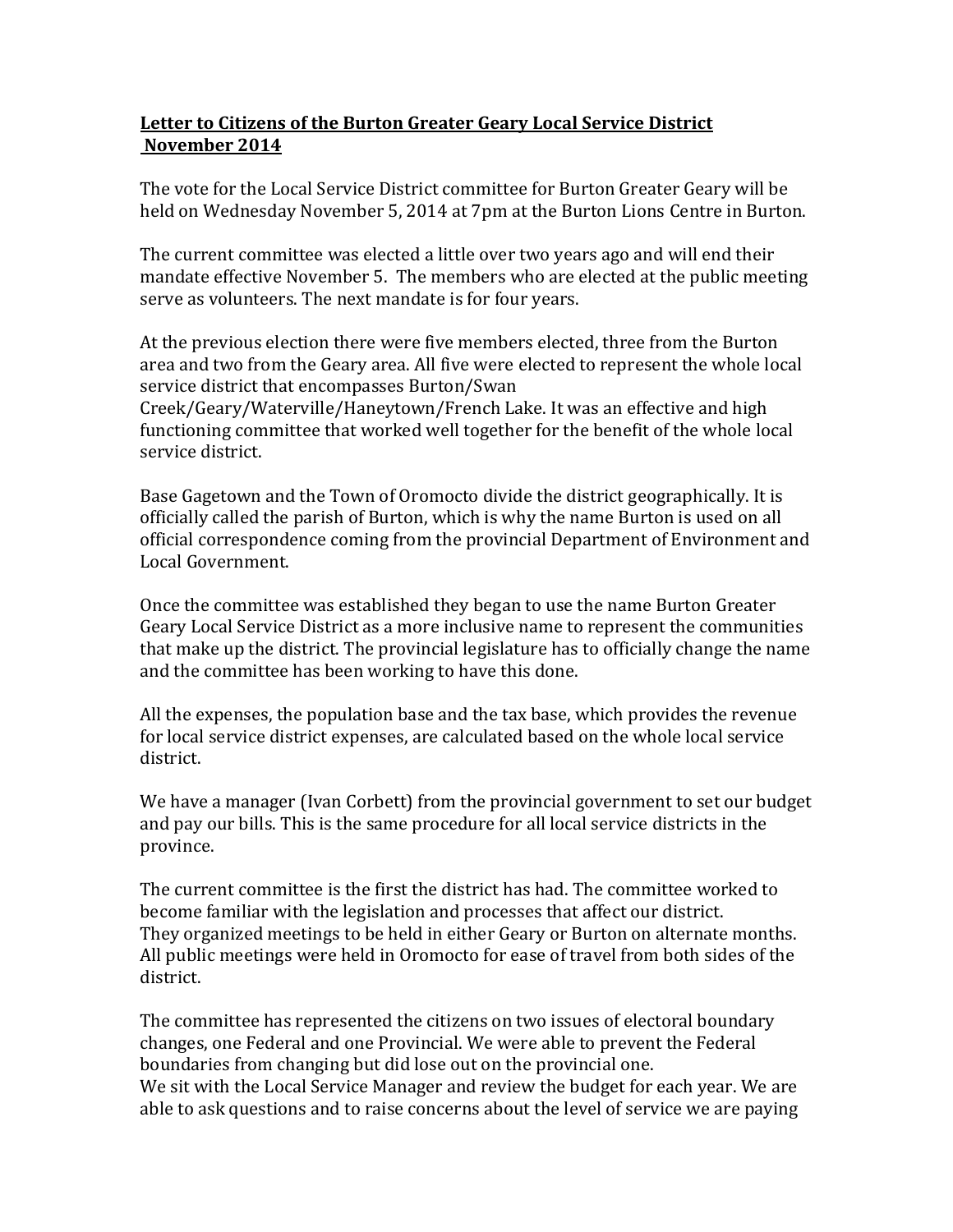**Letter to Citizens of the Burton Greater Geary Local Service District November 2014**

The vote for the Local Service District committee for Burton Greater Geary will be held on Wednesday November 5, 2014 at 7pm at the Burton Lions Centre in Burton.

The current committee was elected a little over two years ago and will end their mandate effective November 5. The members who are elected at the public meeting serve as volunteers. The next mandate is for four years.

At the previous election there were five members elected, three from the Burton area and two from the Geary area. All five were elected to represent the whole local service district that encompasses Burton/Swan Creek/Geary/Waterville/Haneytown/French Lake. It was an effective and high functioning committee that worked well together for the benefit of the whole local service district.

Base Gagetown and the Town of Oromocto divide the district geographically. It is officially called the parish of Burton, which is why the name Burton is used on all official correspondence coming from the provincial Department of Environment and Local Government.

Once the committee was established they began to use the name Burton Greater Geary Local Service District as a more inclusive name to represent the communities that make up the district. The provincial legislature has to officially change the name and the committee has been working to have this done.

All the expenses, the population base and the tax base, which provides the revenue for local service district expenses, are calculated based on the whole local service district.

We have a manager (Ivan Corbett) from the provincial government to set our budget and pay our bills. This is the same procedure for all local service districts in the province.

The current committee is the first the district has had. The committee worked to become familiar with the legislation and processes that affect our district.
They organized meetings to be held in either Geary or Burton on alternate months. All public meetings were held in Oromocto for ease of travel from both sides of the district.

The committee has represented the citizens on two issues of electoral boundary changes, one Federal and one Provincial. We were able to prevent the Federal boundaries from changing but did lose out on the provincial one.
We sit with the Local Service Manager and review the budget for each year. We are able to ask questions and to raise concerns about the level of service we are paying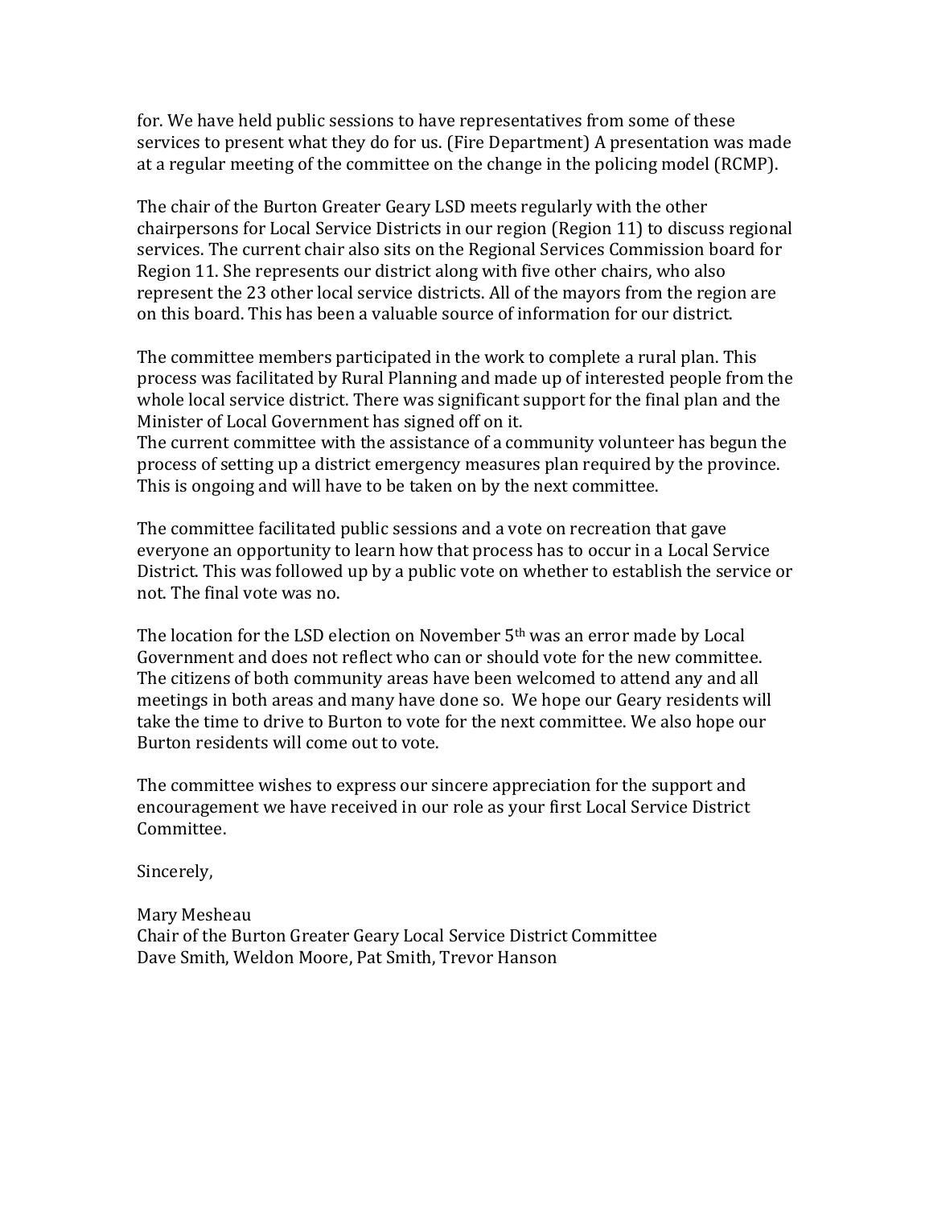for. We have held public sessions to have representatives from some of these services to present what they do for us. (Fire Department) A presentation was made at a regular meeting of the committee on the change in the policing model (RCMP).

The chair of the Burton Greater Geary LSD meets regularly with the other chairpersons for Local Service Districts in our region (Region 11) to discuss regional services. The current chair also sits on the Regional Services Commission board for Region 11. She represents our district along with five other chairs, who also represent the 23 other local service districts. All of the mayors from the region are on this board. This has been a valuable source of information for our district.

The committee members participated in the work to complete a rural plan. This process was facilitated by Rural Planning and made up of interested people from the whole local service district. There was significant support for the final plan and the Minister of Local Government has signed off on it.
The current committee with the assistance of a community volunteer has begun the process of setting up a district emergency measures plan required by the province. This is ongoing and will have to be taken on by the next committee.

The committee facilitated public sessions and a vote on recreation that gave everyone an opportunity to learn how that process has to occur in a Local Service District. This was followed up by a public vote on whether to establish the service or not. The final vote was no.

The location for the LSD election on November 5th was an error made by Local Government and does not reflect who can or should vote for the new committee. The citizens of both community areas have been welcomed to attend any and all meetings in both areas and many have done so. We hope our Geary residents will take the time to drive to Burton to vote for the next committee. We also hope our Burton residents will come out to vote.

The committee wishes to express our sincere appreciation for the support and encouragement we have received in our role as your first Local Service District Committee.

Sincerely,

Mary Mesheau
Chair of the Burton Greater Geary Local Service District Committee
Dave Smith, Weldon Moore, Pat Smith, Trevor Hanson